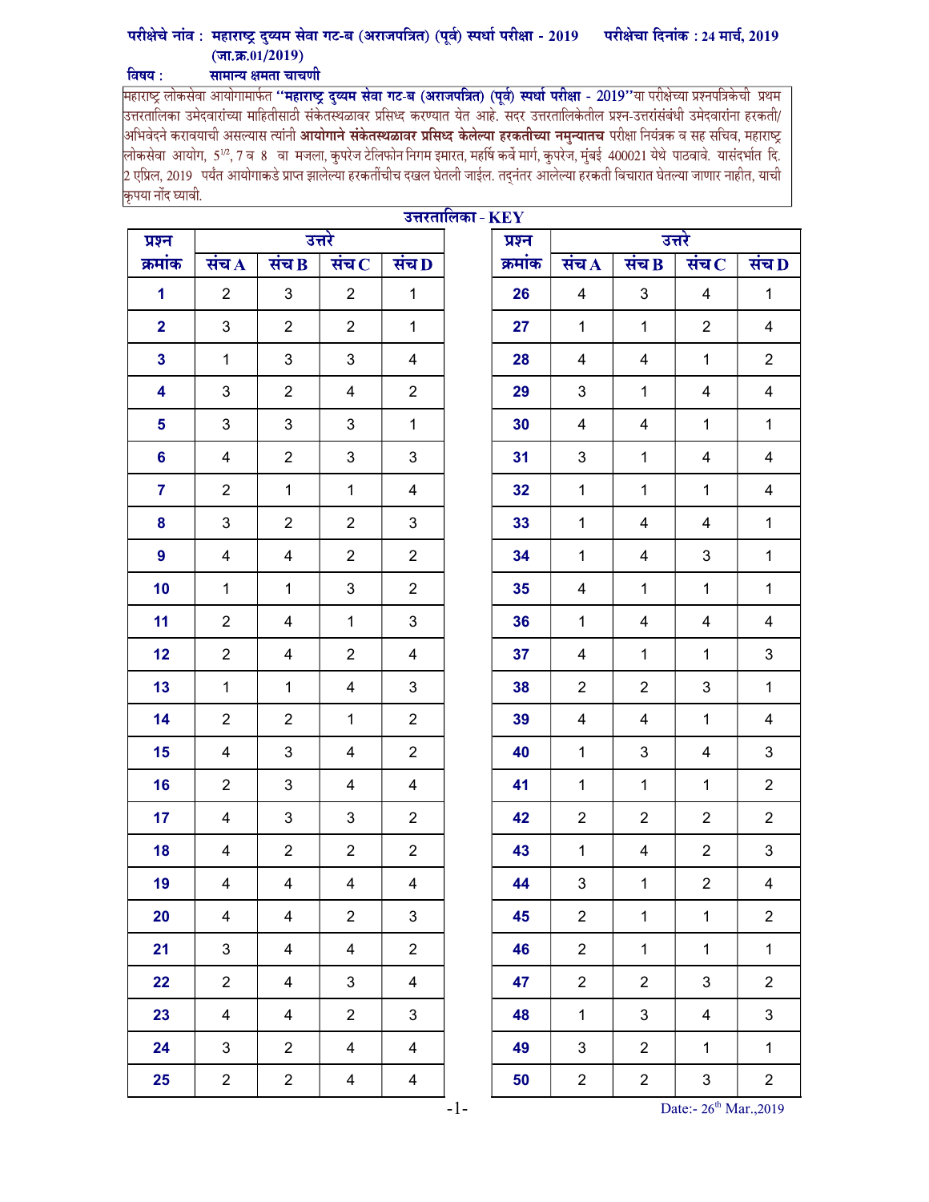परीक्षेचे नांव : महाराष्ट्र दुय्यम सेवा गट-ब (अराजपत्रित) (पूर्व) स्पर्धा परीक्षा - 2019 (जा.क्र.01/2019) परीक्षेचा दिनांक : 24 मार्च, 2019

विषय : सामान्य क्षमता चाचणी

महाराष्ट्र लोकसेवा आयोगामार्फत **"महाराष्ट्र दुय्यम सेवा गट-ब (अराजपत्रित) (पूर्व) स्पर्धा परीक्षा - 2019"**या परीक्षेच्या प्रश्नपत्रिकेची प्रथम उत्तरतालिका उमेदवारांच्या माहितीसाठी संकेतस्थळावर प्रसिध्द करण्यात येत आहे. सदर उत्तरतालिकेतील प्रश्न-उत्तरांसंबंधी उमेदवारांना हरकती/ अभिवेदने करावयाची असल्यास त्यांनी **आयोगाने संकेतस्थळावर प्रसिध्द केलेल्या हरकतीच्या नमुन्यातच** परीक्षा नियंत्रक व सह सचिव, महाराष्ट्र लोकसेवा आयोग, 5½, 7 व 8 वा मजला, कुपरेज टेलिफोन निगम इमारत, महर्षि कर्वे मार्ग, कुपरेज, मुंबई 400021 येथे पाठवावे. यासंदर्भात दि. 2 एप्रिल, 2019 पर्यंत आयोगाकडे प्राप्त झालेल्या हरकतींचीच दखल घेतली जाईल. तद्नंतर आलेल्या हरकती विचारात घेतल्या जाणार नाहीत, याची कृपया नोंद घ्यावी.

## उत्तरतालिका - KEY

| प्रश्न क्रमांक | उत्तरे संच A | संच B | संच C | संच D |
|---|---|---|---|---|
| 1 | 2 | 3 | 2 | 1 |
| 2 | 3 | 2 | 2 | 1 |
| 3 | 1 | 3 | 3 | 4 |
| 4 | 3 | 2 | 4 | 2 |
| 5 | 3 | 3 | 3 | 1 |
| 6 | 4 | 2 | 3 | 3 |
| 7 | 2 | 1 | 1 | 4 |
| 8 | 3 | 2 | 2 | 3 |
| 9 | 4 | 4 | 2 | 2 |
| 10 | 1 | 1 | 3 | 2 |
| 11 | 2 | 4 | 1 | 3 |
| 12 | 2 | 4 | 2 | 4 |
| 13 | 1 | 1 | 4 | 3 |
| 14 | 2 | 2 | 1 | 2 |
| 15 | 4 | 3 | 4 | 2 |
| 16 | 2 | 3 | 4 | 4 |
| 17 | 4 | 3 | 3 | 2 |
| 18 | 4 | 2 | 2 | 2 |
| 19 | 4 | 4 | 4 | 4 |
| 20 | 4 | 4 | 2 | 3 |
| 21 | 3 | 4 | 4 | 2 |
| 22 | 2 | 4 | 3 | 4 |
| 23 | 4 | 4 | 2 | 3 |
| 24 | 3 | 2 | 4 | 4 |
| 25 | 2 | 2 | 4 | 4 |
| 26 | 4 | 3 | 4 | 1 |
| 27 | 1 | 1 | 2 | 4 |
| 28 | 4 | 4 | 1 | 2 |
| 29 | 3 | 1 | 4 | 4 |
| 30 | 4 | 4 | 1 | 1 |
| 31 | 3 | 1 | 4 | 4 |
| 32 | 1 | 1 | 1 | 4 |
| 33 | 1 | 4 | 4 | 1 |
| 34 | 1 | 4 | 3 | 1 |
| 35 | 4 | 1 | 1 | 1 |
| 36 | 1 | 4 | 4 | 4 |
| 37 | 4 | 1 | 1 | 3 |
| 38 | 2 | 2 | 3 | 1 |
| 39 | 4 | 4 | 1 | 4 |
| 40 | 1 | 3 | 4 | 3 |
| 41 | 1 | 1 | 1 | 2 |
| 42 | 2 | 2 | 2 | 2 |
| 43 | 1 | 4 | 2 | 3 |
| 44 | 3 | 1 | 2 | 4 |
| 45 | 2 | 1 | 1 | 2 |
| 46 | 2 | 1 | 1 | 1 |
| 47 | 2 | 2 | 3 | 2 |
| 48 | 1 | 3 | 4 | 3 |
| 49 | 3 | 2 | 1 | 1 |
| 50 | 2 | 2 | 3 | 2 |

Date:- 26th Mar.,2019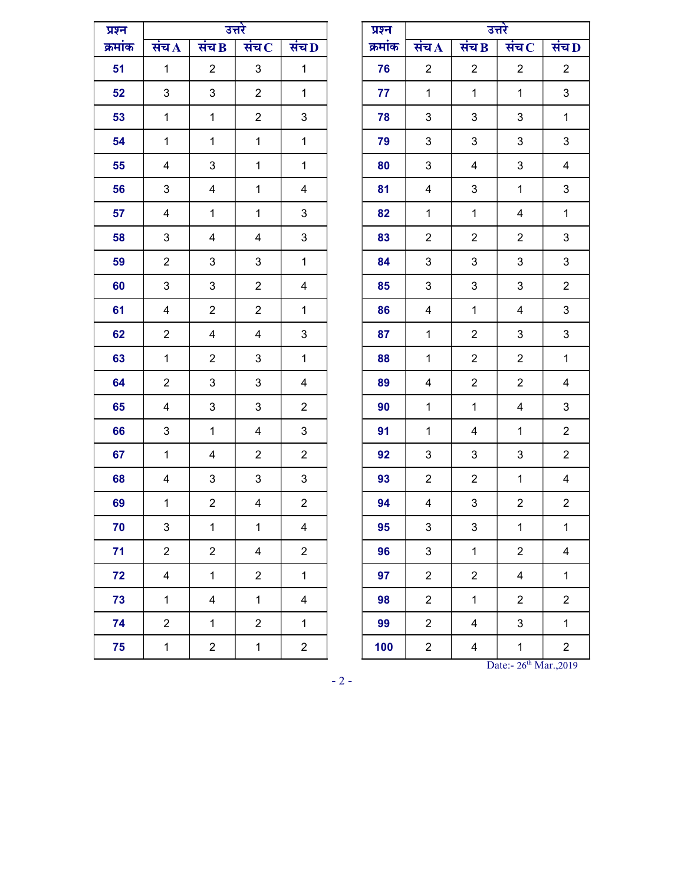| प्रश्न क्रमांक | उत्तरे संच A | संच B | संच C | संच D |
|---|---|---|---|---|
| 51 | 1 | 2 | 3 | 1 |
| 52 | 3 | 3 | 2 | 1 |
| 53 | 1 | 1 | 2 | 3 |
| 54 | 1 | 1 | 1 | 1 |
| 55 | 4 | 3 | 1 | 1 |
| 56 | 3 | 4 | 1 | 4 |
| 57 | 4 | 1 | 1 | 3 |
| 58 | 3 | 4 | 4 | 3 |
| 59 | 2 | 3 | 3 | 1 |
| 60 | 3 | 3 | 2 | 4 |
| 61 | 4 | 2 | 2 | 1 |
| 62 | 2 | 4 | 4 | 3 |
| 63 | 1 | 2 | 3 | 1 |
| 64 | 2 | 3 | 3 | 4 |
| 65 | 4 | 3 | 3 | 2 |
| 66 | 3 | 1 | 4 | 3 |
| 67 | 1 | 4 | 2 | 2 |
| 68 | 4 | 3 | 3 | 3 |
| 69 | 1 | 2 | 4 | 2 |
| 70 | 3 | 1 | 1 | 4 |
| 71 | 2 | 2 | 4 | 2 |
| 72 | 4 | 1 | 2 | 1 |
| 73 | 1 | 4 | 1 | 4 |
| 74 | 2 | 1 | 2 | 1 |
| 75 | 1 | 2 | 1 | 2 |

| प्रश्न क्रमांक | उत्तरे संच A | संच B | संच C | संच D |
|---|---|---|---|---|
| 76 | 2 | 2 | 2 | 2 |
| 77 | 1 | 1 | 1 | 3 |
| 78 | 3 | 3 | 3 | 1 |
| 79 | 3 | 3 | 3 | 3 |
| 80 | 3 | 4 | 3 | 4 |
| 81 | 4 | 3 | 1 | 3 |
| 82 | 1 | 1 | 4 | 1 |
| 83 | 2 | 2 | 2 | 3 |
| 84 | 3 | 3 | 3 | 3 |
| 85 | 3 | 3 | 3 | 2 |
| 86 | 4 | 1 | 4 | 3 |
| 87 | 1 | 2 | 3 | 3 |
| 88 | 1 | 2 | 2 | 1 |
| 89 | 4 | 2 | 2 | 4 |
| 90 | 1 | 1 | 4 | 3 |
| 91 | 1 | 4 | 1 | 2 |
| 92 | 3 | 3 | 3 | 2 |
| 93 | 2 | 2 | 1 | 4 |
| 94 | 4 | 3 | 2 | 2 |
| 95 | 3 | 3 | 1 | 1 |
| 96 | 3 | 1 | 2 | 4 |
| 97 | 2 | 2 | 4 | 1 |
| 98 | 2 | 1 | 2 | 2 |
| 99 | 2 | 4 | 3 | 1 |
| 100 | 2 | 4 | 1 | 2 |

Date:- 26th Mar.,2019